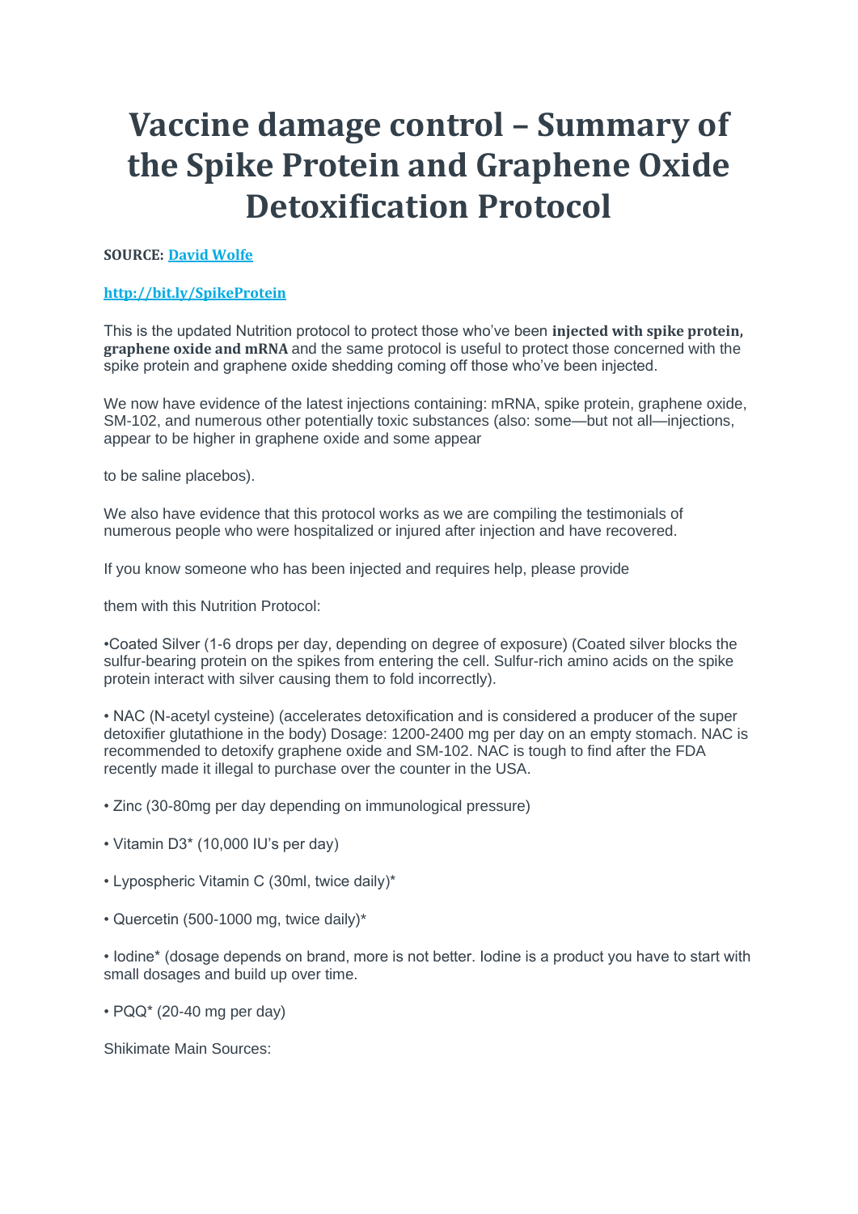# Vaccine damage control – Summary of the Spike Protein and Graphene Oxide Detoxification Protocol

**SOURCE: [David Wolfe](http://bit.ly/SpikeProtein)**

**[http://bit.ly/SpikeProtein](http://bit.ly/SpikeProtein)**

This is the updated Nutrition protocol to protect those who've been **injected with spike protein, graphene oxide and mRNA** and the same protocol is useful to protect those concerned with the spike protein and graphene oxide shedding coming off those who've been injected.

We now have evidence of the latest injections containing: mRNA, spike protein, graphene oxide, SM-102, and numerous other potentially toxic substances (also: some—but not all—injections, appear to be higher in graphene oxide and some appear

to be saline placebos).

We also have evidence that this protocol works as we are compiling the testimonials of numerous people who were hospitalized or injured after injection and have recovered.

If you know someone who has been injected and requires help, please provide

them with this Nutrition Protocol:

•Coated Silver (1-6 drops per day, depending on degree of exposure) (Coated silver blocks the sulfur-bearing protein on the spikes from entering the cell. Sulfur-rich amino acids on the spike protein interact with silver causing them to fold incorrectly).

• NAC (N-acetyl cysteine) (accelerates detoxification and is considered a producer of the super detoxifier glutathione in the body) Dosage: 1200-2400 mg per day on an empty stomach. NAC is recommended to detoxify graphene oxide and SM-102. NAC is tough to find after the FDA recently made it illegal to purchase over the counter in the USA.

• Zinc (30-80mg per day depending on immunological pressure)

• Vitamin D3* (10,000 IU's per day)

• Lypospheric Vitamin C (30ml, twice daily)*

• Quercetin (500-1000 mg, twice daily)*

• Iodine* (dosage depends on brand, more is not better. Iodine is a product you have to start with small dosages and build up over time.

• PQQ* (20-40 mg per day)

Shikimate Main Sources: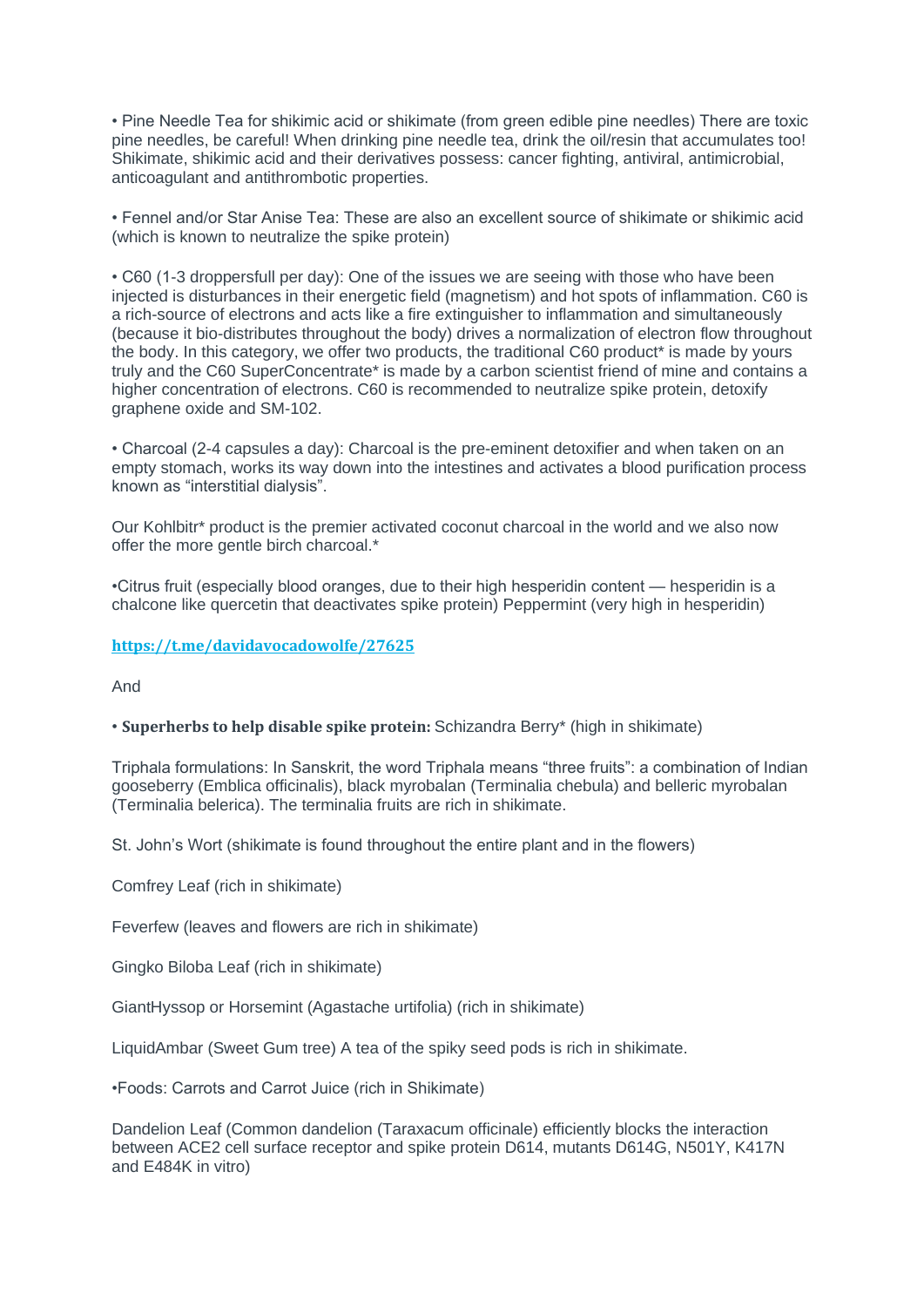• Pine Needle Tea for shikimic acid or shikimate (from green edible pine needles) There are toxic pine needles, be careful! When drinking pine needle tea, drink the oil/resin that accumulates too! Shikimate, shikimic acid and their derivatives possess: cancer fighting, antiviral, antimicrobial, anticoagulant and antithrombotic properties.

• Fennel and/or Star Anise Tea: These are also an excellent source of shikimate or shikimic acid (which is known to neutralize the spike protein)

• C60 (1-3 droppersfull per day): One of the issues we are seeing with those who have been injected is disturbances in their energetic field (magnetism) and hot spots of inflammation. C60 is a rich-source of electrons and acts like a fire extinguisher to inflammation and simultaneously (because it bio-distributes throughout the body) drives a normalization of electron flow throughout the body. In this category, we offer two products, the traditional C60 product* is made by yours truly and the C60 SuperConcentrate* is made by a carbon scientist friend of mine and contains a higher concentration of electrons. C60 is recommended to neutralize spike protein, detoxify graphene oxide and SM-102.

• Charcoal (2-4 capsules a day): Charcoal is the pre-eminent detoxifier and when taken on an empty stomach, works its way down into the intestines and activates a blood purification process known as "interstitial dialysis".

Our Kohlbitr* product is the premier activated coconut charcoal in the world and we also now offer the more gentle birch charcoal.*

•Citrus fruit (especially blood oranges, due to their high hesperidin content — hesperidin is a chalcone like quercetin that deactivates spike protein) Peppermint (very high in hesperidin)

[https://t.me/davidavocadowolfe/27625](https://t.me/davidavocadowolfe/27625)

And

• **Superherbs to help disable spike protein:** Schizandra Berry* (high in shikimate)

Triphala formulations: In Sanskrit, the word Triphala means "three fruits": a combination of Indian gooseberry (Emblica officinalis), black myrobalan (Terminalia chebula) and belleric myrobalan (Terminalia belerica). The terminalia fruits are rich in shikimate.

St. John's Wort (shikimate is found throughout the entire plant and in the flowers)

Comfrey Leaf (rich in shikimate)

Feverfew (leaves and flowers are rich in shikimate)

Gingko Biloba Leaf (rich in shikimate)

GiantHyssop or Horsemint (Agastache urtifolia) (rich in shikimate)

LiquidAmbar (Sweet Gum tree) A tea of the spiky seed pods is rich in shikimate.

•Foods: Carrots and Carrot Juice (rich in Shikimate)

Dandelion Leaf (Common dandelion (Taraxacum officinale) efficiently blocks the interaction between ACE2 cell surface receptor and spike protein D614, mutants D614G, N501Y, K417N and E484K in vitro)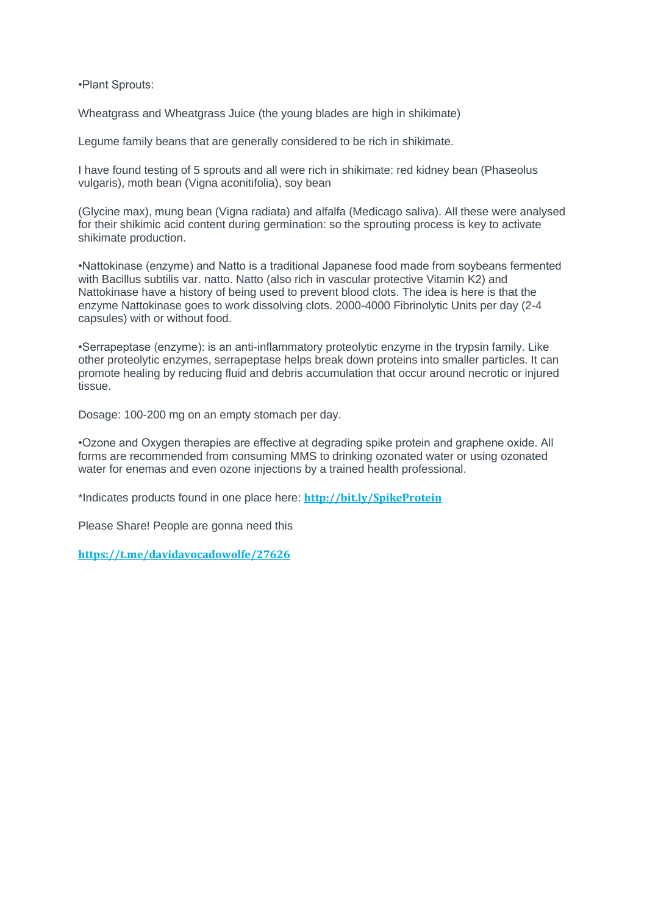•Plant Sprouts:

Wheatgrass and Wheatgrass Juice (the young blades are high in shikimate)

Legume family beans that are generally considered to be rich in shikimate.

I have found testing of 5 sprouts and all were rich in shikimate: red kidney bean (Phaseolus vulgaris), moth bean (Vigna aconitifolia), soy bean

(Glycine max), mung bean (Vigna radiata) and alfalfa (Medicago saliva). All these were analysed for their shikimic acid content during germination: so the sprouting process is key to activate shikimate production.

•Nattokinase (enzyme) and Natto is a traditional Japanese food made from soybeans fermented with Bacillus subtilis var. natto. Natto (also rich in vascular protective Vitamin K2) and Nattokinase have a history of being used to prevent blood clots. The idea is here is that the enzyme Nattokinase goes to work dissolving clots. 2000-4000 Fibrinolytic Units per day (2-4 capsules) with or without food.

•Serrapeptase (enzyme): is an anti-inflammatory proteolytic enzyme in the trypsin family. Like other proteolytic enzymes, serrapeptase helps break down proteins into smaller particles. It can promote healing by reducing fluid and debris accumulation that occur around necrotic or injured tissue.

Dosage: 100-200 mg on an empty stomach per day.

•Ozone and Oxygen therapies are effective at degrading spike protein and graphene oxide. All forms are recommended from consuming MMS to drinking ozonated water or using ozonated water for enemas and even ozone injections by a trained health professional.

*Indicates products found in one place here: **http://bit.ly/SpikeProtein**

Please Share! People are gonna need this

**https://t.me/davidavocadowolfe/27626**